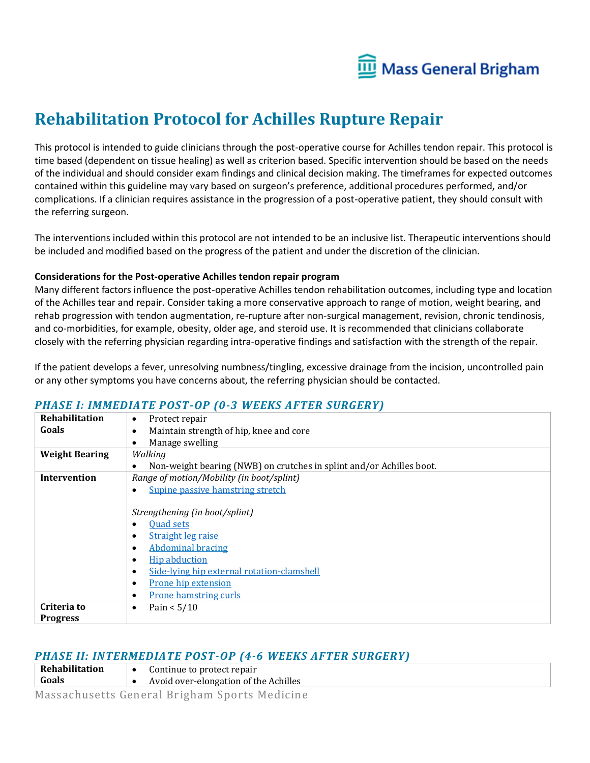# Rehabilitation Protocol for Achilles Rupture Repair

This protocol is intended to guide clinicians through the post-operative course for Achilles tendon repair. This protocol is time based (dependent on tissue healing) as well as criterion based. Specific intervention should be based on the needs of the individual and should consider exam findings and clinical decision making. The timeframes for expected outcomes contained within this guideline may vary based on surgeon's preference, additional procedures performed, and/or complications. If a clinician requires assistance in the progression of a post-operative patient, they should consult with the referring surgeon.

The interventions included within this protocol are not intended to be an inclusive list. Therapeutic interventions should be included and modified based on the progress of the patient and under the discretion of the clinician.

**Considerations for the Post-operative Achilles tendon repair program**

Many different factors influence the post-operative Achilles tendon rehabilitation outcomes, including type and location of the Achilles tear and repair. Consider taking a more conservative approach to range of motion, weight bearing, and rehab progression with tendon augmentation, re-rupture after non-surgical management, revision, chronic tendinosis, and co-morbidities, for example, obesity, older age, and steroid use. It is recommended that clinicians collaborate closely with the referring physician regarding intra-operative findings and satisfaction with the strength of the repair.

If the patient develops a fever, unresolving numbness/tingling, excessive drainage from the incision, uncontrolled pain or any other symptoms you have concerns about, the referring physician should be contacted.

## *PHASE I: IMMEDIATE POST-OP (0-3 WEEKS AFTER SURGERY)*

| | |
|---|---|
| **Rehabilitation Goals** | • Protect repair<br>• Maintain strength of hip, knee and core<br>• Manage swelling |
| **Weight Bearing** | *Walking*<br>• Non-weight bearing (NWB) on crutches in splint and/or Achilles boot. |
| **Intervention** | *Range of motion/Mobility (in boot/splint)*<br>• Supine passive hamstring stretch<br><br>*Strengthening (in boot/splint)*<br>• Quad sets<br>• Straight leg raise<br>• Abdominal bracing<br>• Hip abduction<br>• Side-lying hip external rotation-clamshell<br>• Prone hip extension<br>• Prone hamstring curls |
| **Criteria to Progress** | • Pain < 5/10 |

## *PHASE II: INTERMEDIATE POST-OP (4-6 WEEKS AFTER SURGERY)*

| | |
|---|---|
| **Rehabilitation Goals** | • Continue to protect repair<br>• Avoid over-elongation of the Achilles |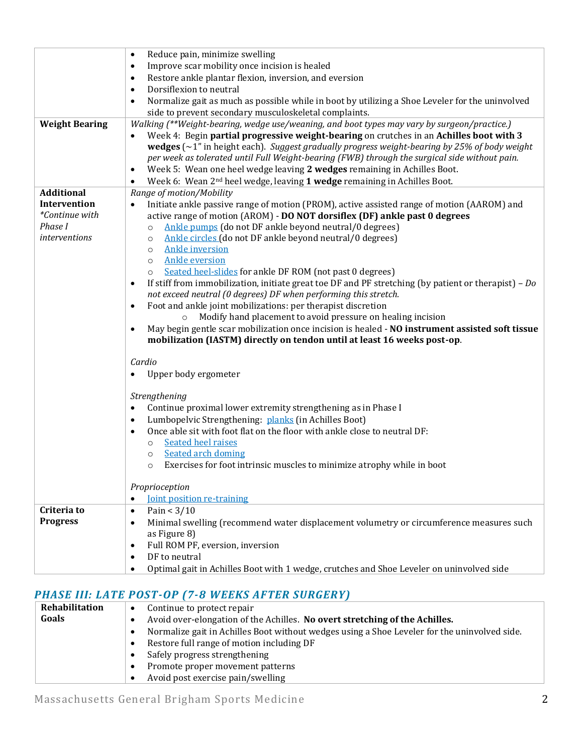| | |
|---|---|
| | • Reduce pain, minimize swelling<br>• Improve scar mobility once incision is healed<br>• Restore ankle plantar flexion, inversion, and eversion<br>• Dorsiflexion to neutral<br>• Normalize gait as much as possible while in boot by utilizing a Shoe Leveler for the uninvolved side to prevent secondary musculoskeletal complaints. |
| **Weight Bearing** | *Walking (**Weight-bearing, wedge use/weaning, and boot types may vary by surgeon/practice.)*<br>• Week 4: Begin **partial progressive weight-bearing** on crutches in an **Achilles boot with 3 wedges** (~1" in height each). *Suggest gradually progress weight-bearing by 25% of body weight per week as tolerated until Full Weight-bearing (FWB) through the surgical side without pain.*<br>• Week 5: Wean one heel wedge leaving **2 wedges** remaining in Achilles Boot.<br>• Week 6: Wean 2nd heel wedge, leaving **1 wedge** remaining in Achilles Boot. |
| **Additional Intervention**<br>*\*Continue with Phase I interventions* | *Range of motion/Mobility*<br>• Initiate ankle passive range of motion (PROM), active assisted range of motion (AAROM) and active range of motion (AROM) - **DO NOT dorsiflex (DF) ankle past 0 degrees**<br>  ○ Ankle pumps (do not DF ankle beyond neutral/0 degrees)<br>  ○ Ankle circles (do not DF ankle beyond neutral/0 degrees)<br>  ○ Ankle inversion<br>  ○ Ankle eversion<br>  ○ Seated heel-slides for ankle DF ROM (not past 0 degrees)<br>• If stiff from immobilization, initiate great toe DF and PF stretching (by patient or therapist) – *Do not exceed neutral (0 degrees) DF when performing this stretch.*<br>• Foot and ankle joint mobilizations: per therapist discretion<br>  ○ Modify hand placement to avoid pressure on healing incision<br>• May begin gentle scar mobilization once incision is healed - **NO instrument assisted soft tissue mobilization (IASTM) directly on tendon until at least 16 weeks post-op**.<br><br>*Cardio*<br>• Upper body ergometer<br><br>*Strengthening*<br>• Continue proximal lower extremity strengthening as in Phase I<br>• Lumbopelvic Strengthening: planks (in Achilles Boot)<br>• Once able sit with foot flat on the floor with ankle close to neutral DF:<br>  ○ Seated heel raises<br>  ○ Seated arch doming<br>  ○ Exercises for foot intrinsic muscles to minimize atrophy while in boot<br><br>*Proprioception*<br>• Joint position re-training |
| **Criteria to Progress** | • Pain < 3/10<br>• Minimal swelling (recommend water displacement volumetry or circumference measures such as Figure 8)<br>• Full ROM PF, eversion, inversion<br>• DF to neutral<br>• Optimal gait in Achilles Boot with 1 wedge, crutches and Shoe Leveler on uninvolved side |

## *PHASE III: LATE POST-OP (7-8 WEEKS AFTER SURGERY)*

| | |
|---|---|
| **Rehabilitation Goals** | • Continue to protect repair<br>• Avoid over-elongation of the Achilles. **No overt stretching of the Achilles.**<br>• Normalize gait in Achilles Boot without wedges using a Shoe Leveler for the uninvolved side.<br>• Restore full range of motion including DF<br>• Safely progress strengthening<br>• Promote proper movement patterns<br>• Avoid post exercise pain/swelling |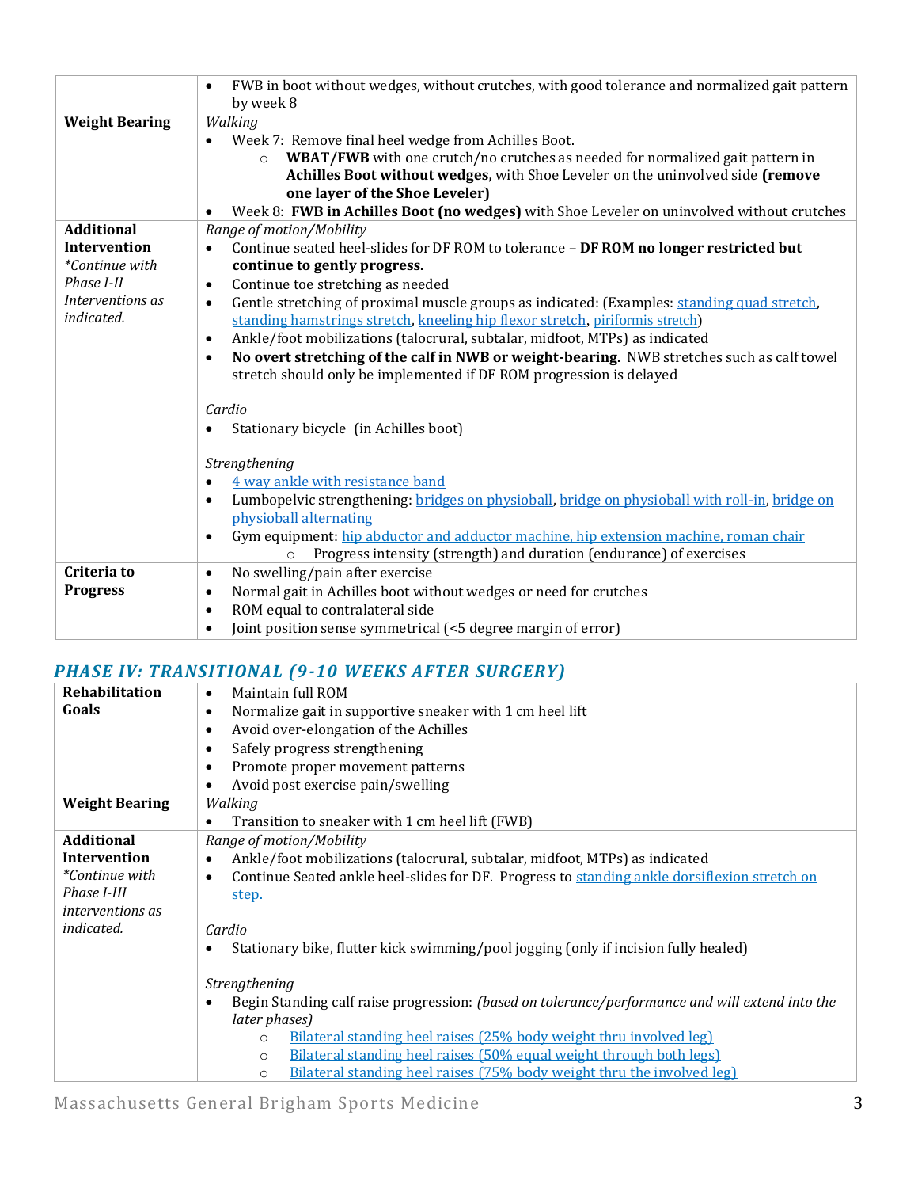| | |
|---|---|
| | • FWB in boot without wedges, without crutches, with good tolerance and normalized gait pattern by week 8 |
| **Weight Bearing** | *Walking*<br>• Week 7: Remove final heel wedge from Achilles Boot.<br>  ○ **WBAT/FWB** with one crutch/no crutches as needed for normalized gait pattern in **Achilles Boot without wedges,** with Shoe Leveler on the uninvolved side **(remove one layer of the Shoe Leveler)**<br>• Week 8: **FWB in Achilles Boot (no wedges)** with Shoe Leveler on uninvolved without crutches |
| **Additional Intervention**<br>*\*Continue with Phase I-II Interventions as indicated.* | *Range of motion/Mobility*<br>• Continue seated heel-slides for DF ROM to tolerance – **DF ROM no longer restricted but continue to gently progress.**<br>• Continue toe stretching as needed<br>• Gentle stretching of proximal muscle groups as indicated: (Examples: standing quad stretch, standing hamstrings stretch, kneeling hip flexor stretch, piriformis stretch)<br>• Ankle/foot mobilizations (talocrural, subtalar, midfoot, MTPs) as indicated<br>• **No overt stretching of the calf in NWB or weight-bearing.** NWB stretches such as calf towel stretch should only be implemented if DF ROM progression is delayed<br><br>*Cardio*<br>• Stationary bicycle (in Achilles boot)<br><br>*Strengthening*<br>• 4 way ankle with resistance band<br>• Lumbopelvic strengthening: bridges on physioball, bridge on physioball with roll-in, bridge on physioball alternating<br>• Gym equipment: hip abductor and adductor machine, hip extension machine, roman chair<br>  ○ Progress intensity (strength) and duration (endurance) of exercises |
| **Criteria to Progress** | • No swelling/pain after exercise<br>• Normal gait in Achilles boot without wedges or need for crutches<br>• ROM equal to contralateral side<br>• Joint position sense symmetrical (<5 degree margin of error) |

## *PHASE IV: TRANSITIONAL (9-10 WEEKS AFTER SURGERY)*

| | |
|---|---|
| **Rehabilitation Goals** | • Maintain full ROM<br>• Normalize gait in supportive sneaker with 1 cm heel lift<br>• Avoid over-elongation of the Achilles<br>• Safely progress strengthening<br>• Promote proper movement patterns<br>• Avoid post exercise pain/swelling |
| **Weight Bearing** | *Walking*<br>• Transition to sneaker with 1 cm heel lift (FWB) |
| **Additional Intervention**<br>*\*Continue with Phase I-III interventions as indicated.* | *Range of motion/Mobility*<br>• Ankle/foot mobilizations (talocrural, subtalar, midfoot, MTPs) as indicated<br>• Continue Seated ankle heel-slides for DF. Progress to standing ankle dorsiflexion stretch on step.<br><br>*Cardio*<br>• Stationary bike, flutter kick swimming/pool jogging (only if incision fully healed)<br><br>*Strengthening*<br>• Begin Standing calf raise progression: *(based on tolerance/performance and will extend into the later phases)*<br>  ○ Bilateral standing heel raises (25% body weight thru involved leg)<br>  ○ Bilateral standing heel raises (50% equal weight through both legs)<br>  ○ Bilateral standing heel raises (75% body weight thru the involved leg) |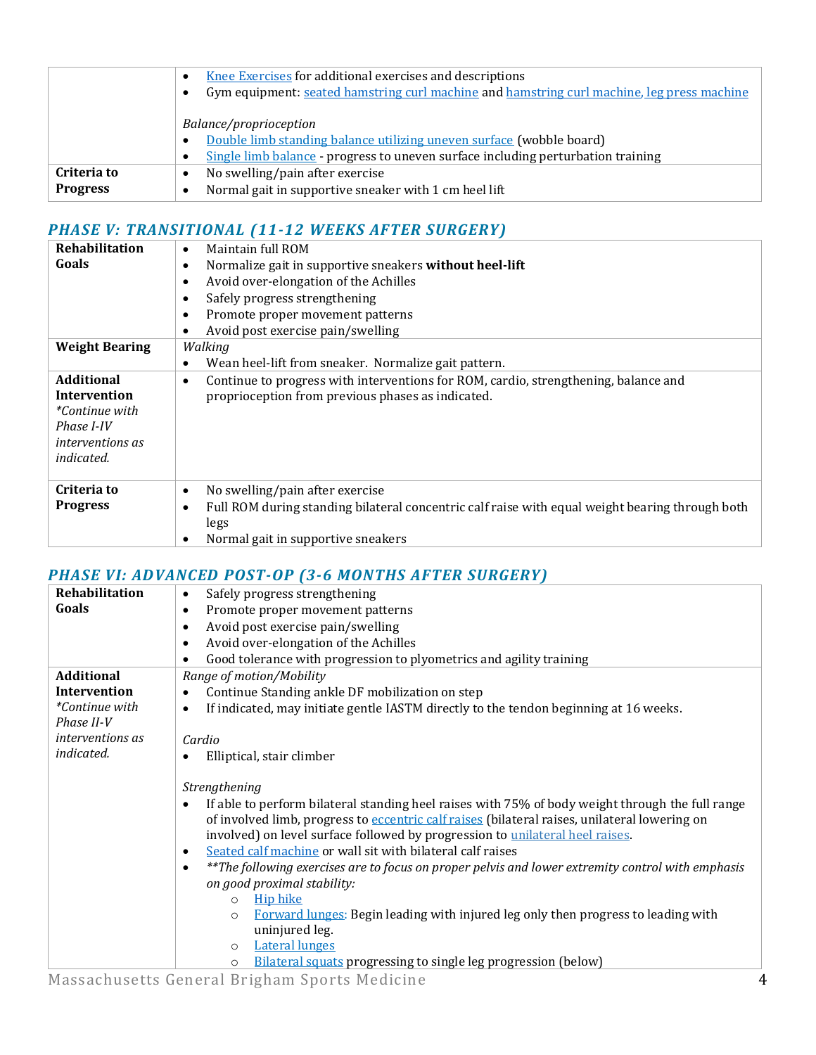| | |
|---|---|
| | • Knee Exercises for additional exercises and descriptions<br>• Gym equipment: seated hamstring curl machine and hamstring curl machine, leg press machine<br><br>*Balance/proprioception*<br>• Double limb standing balance utilizing uneven surface (wobble board)<br>• Single limb balance - progress to uneven surface including perturbation training |
| **Criteria to Progress** | • No swelling/pain after exercise<br>• Normal gait in supportive sneaker with 1 cm heel lift |

## *PHASE V: TRANSITIONAL (11-12 WEEKS AFTER SURGERY)*

| | |
|---|---|
| **Rehabilitation Goals** | • Maintain full ROM<br>• Normalize gait in supportive sneakers **without heel-lift**<br>• Avoid over-elongation of the Achilles<br>• Safely progress strengthening<br>• Promote proper movement patterns<br>• Avoid post exercise pain/swelling |
| **Weight Bearing** | *Walking*<br>• Wean heel-lift from sneaker. Normalize gait pattern. |
| **Additional Intervention**<br>*\*Continue with Phase I-IV interventions as indicated.* | • Continue to progress with interventions for ROM, cardio, strengthening, balance and proprioception from previous phases as indicated. |
| **Criteria to Progress** | • No swelling/pain after exercise<br>• Full ROM during standing bilateral concentric calf raise with equal weight bearing through both legs<br>• Normal gait in supportive sneakers |

## *PHASE VI: ADVANCED POST-OP (3-6 MONTHS AFTER SURGERY)*

| | |
|---|---|
| **Rehabilitation Goals** | • Safely progress strengthening<br>• Promote proper movement patterns<br>• Avoid post exercise pain/swelling<br>• Avoid over-elongation of the Achilles<br>• Good tolerance with progression to plyometrics and agility training |
| **Additional Intervention**<br>*\*Continue with Phase II-V interventions as indicated.* | *Range of motion/Mobility*<br>• Continue Standing ankle DF mobilization on step<br>• If indicated, may initiate gentle IASTM directly to the tendon beginning at 16 weeks.<br><br>*Cardio*<br>• Elliptical, stair climber<br><br>*Strengthening*<br>• If able to perform bilateral standing heel raises with 75% of body weight through the full range of involved limb, progress to eccentric calf raises (bilateral raises, unilateral lowering on involved) on level surface followed by progression to unilateral heel raises.<br>• Seated calf machine or wall sit with bilateral calf raises<br>• *\*\*The following exercises are to focus on proper pelvis and lower extremity control with emphasis on good proximal stability:*<br>&nbsp;&nbsp;&nbsp;&nbsp;○ Hip hike<br>&nbsp;&nbsp;&nbsp;&nbsp;○ Forward lunges: Begin leading with injured leg only then progress to leading with uninjured leg.<br>&nbsp;&nbsp;&nbsp;&nbsp;○ Lateral lunges<br>&nbsp;&nbsp;&nbsp;&nbsp;○ Bilateral squats progressing to single leg progression (below) |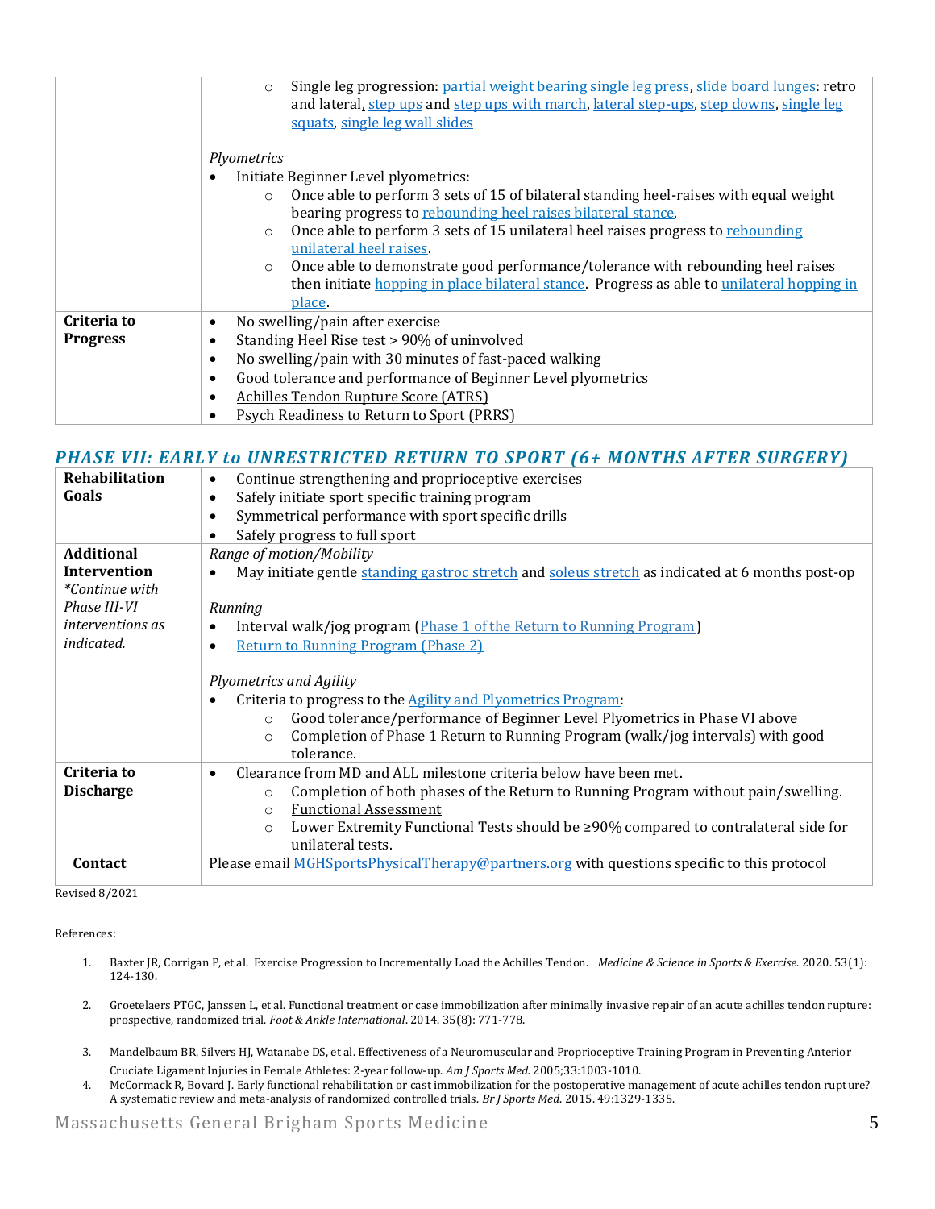| | |
|---|---|
| | ◦ Single leg progression: partial weight bearing single leg press, slide board lunges: retro and lateral, step ups and step ups with march, lateral step-ups, step downs, single leg squats, single leg wall slides<br><br>*Plyometrics*<br>• Initiate Beginner Level plyometrics:<br>◦ Once able to perform 3 sets of 15 of bilateral standing heel-raises with equal weight bearing progress to rebounding heel raises bilateral stance.<br>◦ Once able to perform 3 sets of 15 unilateral heel raises progress to rebounding unilateral heel raises.<br>◦ Once able to demonstrate good performance/tolerance with rebounding heel raises then initiate hopping in place bilateral stance. Progress as able to unilateral hopping in place. |
| **Criteria to Progress** | • No swelling/pain after exercise<br>• Standing Heel Rise test ≥ 90% of uninvolved<br>• No swelling/pain with 30 minutes of fast-paced walking<br>• Good tolerance and performance of Beginner Level plyometrics<br>• Achilles Tendon Rupture Score (ATRS)<br>• Psych Readiness to Return to Sport (PRRS) |

## *PHASE VII: EARLY to UNRESTRICTED RETURN TO SPORT (6+ MONTHS AFTER SURGERY)*

| | |
|---|---|
| **Rehabilitation Goals** | • Continue strengthening and proprioceptive exercises<br>• Safely initiate sport specific training program<br>• Symmetrical performance with sport specific drills<br>• Safely progress to full sport |
| **Additional Intervention**<br>*\*Continue with Phase III-VI interventions as indicated.* | *Range of motion/Mobility*<br>• May initiate gentle standing gastroc stretch and soleus stretch as indicated at 6 months post-op<br><br>*Running*<br>• Interval walk/jog program (Phase 1 of the Return to Running Program)<br>• Return to Running Program (Phase 2)<br><br>*Plyometrics and Agility*<br>• Criteria to progress to the Agility and Plyometrics Program:<br>◦ Good tolerance/performance of Beginner Level Plyometrics in Phase VI above<br>◦ Completion of Phase 1 Return to Running Program (walk/jog intervals) with good tolerance. |
| **Criteria to Discharge** | • Clearance from MD and ALL milestone criteria below have been met.<br>◦ Completion of both phases of the Return to Running Program without pain/swelling.<br>◦ Functional Assessment<br>◦ Lower Extremity Functional Tests should be ≥90% compared to contralateral side for unilateral tests. |
| **Contact** | Please email MGHSportsPhysicalTherapy@partners.org with questions specific to this protocol |

Revised 8/2021

References:

1. Baxter JR, Corrigan P, et al. Exercise Progression to Incrementally Load the Achilles Tendon. *Medicine & Science in Sports & Exercise.* 2020. 53(1): 124-130.
2. Groetelaers PTGC, Janssen L, et al. Functional treatment or case immobilization after minimally invasive repair of an acute achilles tendon rupture: prospective, randomized trial. *Foot & Ankle International*. 2014. 35(8): 771-778.
3. Mandelbaum BR, Silvers HJ, Watanabe DS, et al. Effectiveness of a Neuromuscular and Proprioceptive Training Program in Preventing Anterior Cruciate Ligament Injuries in Female Athletes: 2-year follow-up. *Am J Sports Med.* 2005;33:1003-1010.
4. McCormack R, Bovard J. Early functional rehabilitation or cast immobilization for the postoperative management of acute achilles tendon rupture? A systematic review and meta-analysis of randomized controlled trials. *Br J Sports Med*. 2015. 49:1329-1335.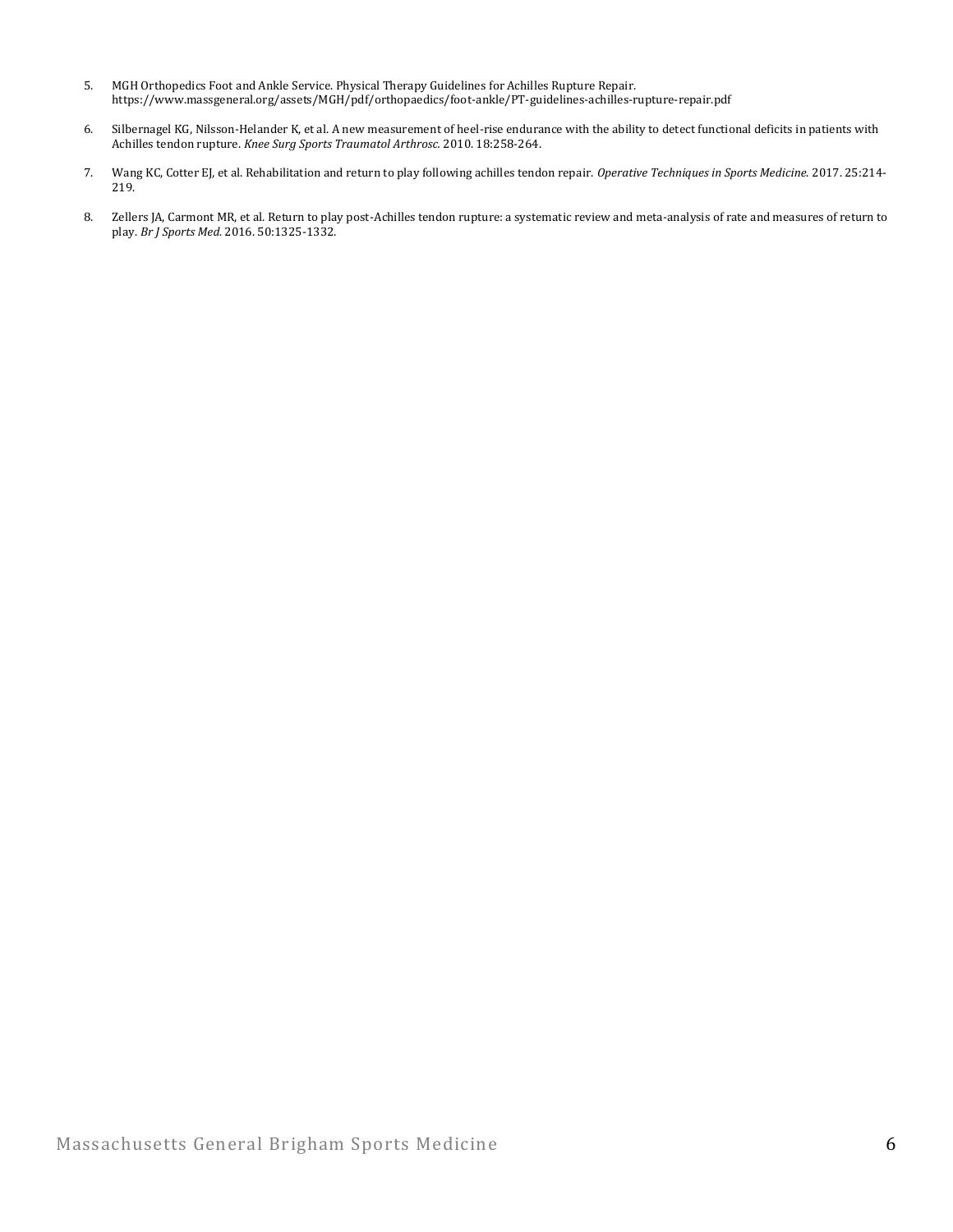5. MGH Orthopedics Foot and Ankle Service. Physical Therapy Guidelines for Achilles Rupture Repair. https://www.massgeneral.org/assets/MGH/pdf/orthopaedics/foot-ankle/PT-guidelines-achilles-rupture-repair.pdf

6. Silbernagel KG, Nilsson-Helander K, et al. A new measurement of heel-rise endurance with the ability to detect functional deficits in patients with Achilles tendon rupture. *Knee Surg Sports Traumatol Arthrosc.* 2010. 18:258-264.

7. Wang KC, Cotter EJ, et al. Rehabilitation and return to play following achilles tendon repair. *Operative Techniques in Sports Medicine.* 2017. 25:214-219.

8. Zellers JA, Carmont MR, et al. Return to play post-Achilles tendon rupture: a systematic review and meta-analysis of rate and measures of return to play. *Br J Sports Med.* 2016. 50:1325-1332.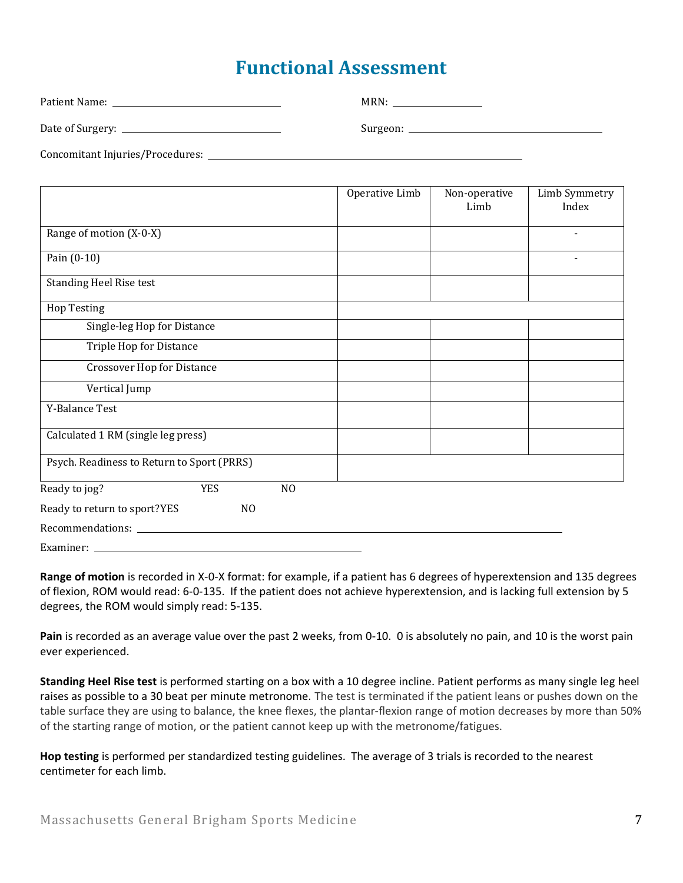# Functional Assessment

Patient Name: ______________________________ MRN: ________________

Date of Surgery: ______________________________ Surgeon: ______________________________________

Concomitant Injuries/Procedures: ________________________________________________________________

| | Operative Limb | Non-operative Limb | Limb Symmetry Index |
|---|---|---|---|
| Range of motion (X-0-X) | | | - |
| Pain (0-10) | | | - |
| Standing Heel Rise test | | | |
| Hop Testing | | | |
| Single-leg Hop for Distance | | | |
| Triple Hop for Distance | | | |
| Crossover Hop for Distance | | | |
| Vertical Jump | | | |
| Y-Balance Test | | | |
| Calculated 1 RM (single leg press) | | | |
| Psych. Readiness to Return to Sport (PRRS) | | | |

Ready to jog? YES NO

Ready to return to sport? YES NO

Recommendations: ____________________________________________________________________________

Examiner: ________________________________________

**Range of motion** is recorded in X-0-X format: for example, if a patient has 6 degrees of hyperextension and 135 degrees of flexion, ROM would read: 6-0-135. If the patient does not achieve hyperextension, and is lacking full extension by 5 degrees, the ROM would simply read: 5-135.

**Pain** is recorded as an average value over the past 2 weeks, from 0-10. 0 is absolutely no pain, and 10 is the worst pain ever experienced.

**Standing Heel Rise test** is performed starting on a box with a 10 degree incline. Patient performs as many single leg heel raises as possible to a 30 beat per minute metronome. The test is terminated if the patient leans or pushes down on the table surface they are using to balance, the knee flexes, the plantar-flexion range of motion decreases by more than 50% of the starting range of motion, or the patient cannot keep up with the metronome/fatigues.

**Hop testing** is performed per standardized testing guidelines. The average of 3 trials is recorded to the nearest centimeter for each limb.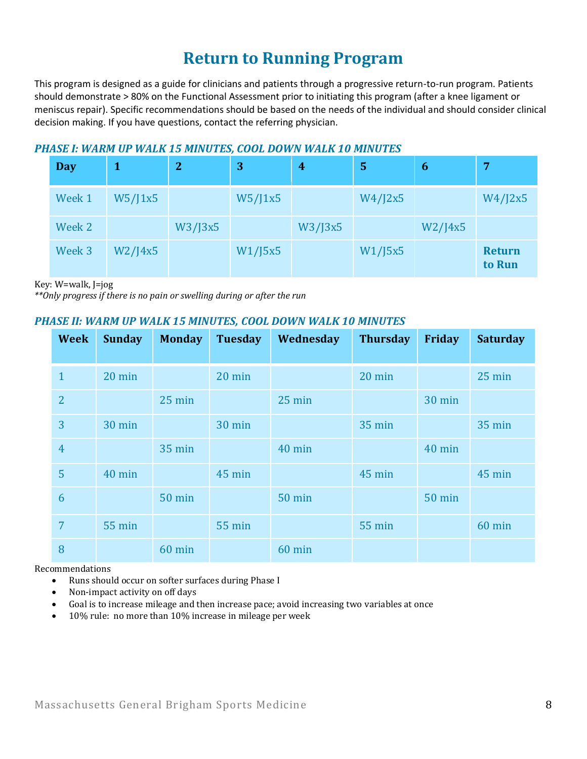# Return to Running Program

This program is designed as a guide for clinicians and patients through a progressive return-to-run program. Patients should demonstrate > 80% on the Functional Assessment prior to initiating this program (after a knee ligament or meniscus repair). Specific recommendations should be based on the needs of the individual and should consider clinical decision making. If you have questions, contact the referring physician.

### *PHASE I: WARM UP WALK 15 MINUTES, COOL DOWN WALK 10 MINUTES*

| Day | 1 | 2 | 3 | 4 | 5 | 6 | 7 |
|---|---|---|---|---|---|---|---|
| Week 1 | W5/J1x5 | | W5/J1x5 | | W4/J2x5 | | W4/J2x5 |
| Week 2 | | W3/J3x5 | | W3/J3x5 | | W2/J4x5 | |
| Week 3 | W2/J4x5 | | W1/J5x5 | | W1/J5x5 | | **Return to Run** |

Key: W=walk, J=jog

*\*\*Only progress if there is no pain or swelling during or after the run*

### *PHASE II: WARM UP WALK 15 MINUTES, COOL DOWN WALK 10 MINUTES*

| Week | Sunday | Monday | Tuesday | Wednesday | Thursday | Friday | Saturday |
|---|---|---|---|---|---|---|---|
| 1 | 20 min | | 20 min | | 20 min | | 25 min |
| 2 | | 25 min | | 25 min | | 30 min | |
| 3 | 30 min | | 30 min | | 35 min | | 35 min |
| 4 | | 35 min | | 40 min | | 40 min | |
| 5 | 40 min | | 45 min | | 45 min | | 45 min |
| 6 | | 50 min | | 50 min | | 50 min | |
| 7 | 55 min | | 55 min | | 55 min | | 60 min |
| 8 | | 60 min | | 60 min | | | |

Recommendations

- Runs should occur on softer surfaces during Phase I
- Non-impact activity on off days
- Goal is to increase mileage and then increase pace; avoid increasing two variables at once
- 10% rule: no more than 10% increase in mileage per week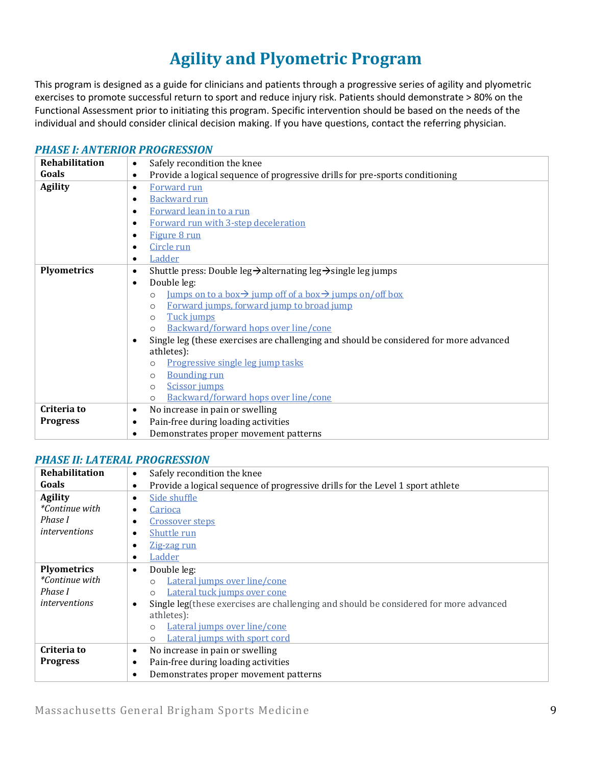# Agility and Plyometric Program

This program is designed as a guide for clinicians and patients through a progressive series of agility and plyometric exercises to promote successful return to sport and reduce injury risk. Patients should demonstrate > 80% on the Functional Assessment prior to initiating this program. Specific intervention should be based on the needs of the individual and should consider clinical decision making. If you have questions, contact the referring physician.

### *PHASE I: ANTERIOR PROGRESSION*

| | |
|---|---|
| **Rehabilitation Goals** | • Safely recondition the knee<br>• Provide a logical sequence of progressive drills for pre-sports conditioning |
| **Agility** | • Forward run<br>• Backward run<br>• Forward lean in to a run<br>• Forward run with 3-step deceleration<br>• Figure 8 run<br>• Circle run<br>• Ladder |
| **Plyometrics** | • Shuttle press: Double leg→alternating leg→single leg jumps<br>• Double leg:<br>  ○ Jumps on to a box→ jump off of a box→ jumps on/off box<br>  ○ Forward jumps, forward jump to broad jump<br>  ○ Tuck jumps<br>  ○ Backward/forward hops over line/cone<br>• Single leg (these exercises are challenging and should be considered for more advanced athletes):<br>  ○ Progressive single leg jump tasks<br>  ○ Bounding run<br>  ○ Scissor jumps<br>  ○ Backward/forward hops over line/cone |
| **Criteria to Progress** | • No increase in pain or swelling<br>• Pain-free during loading activities<br>• Demonstrates proper movement patterns |

### *PHASE II: LATERAL PROGRESSION*

| | |
|---|---|
| **Rehabilitation Goals** | • Safely recondition the knee<br>• Provide a logical sequence of progressive drills for the Level 1 sport athlete |
| **Agility**<br>*\*Continue with Phase I interventions* | • Side shuffle<br>• Carioca<br>• Crossover steps<br>• Shuttle run<br>• Zig-zag run<br>• Ladder |
| **Plyometrics**<br>*\*Continue with Phase I interventions* | • Double leg:<br>  ○ Lateral jumps over line/cone<br>  ○ Lateral tuck jumps over cone<br>• Single leg(these exercises are challenging and should be considered for more advanced athletes):<br>  ○ Lateral jumps over line/cone<br>  ○ Lateral jumps with sport cord |
| **Criteria to Progress** | • No increase in pain or swelling<br>• Pain-free during loading activities<br>• Demonstrates proper movement patterns |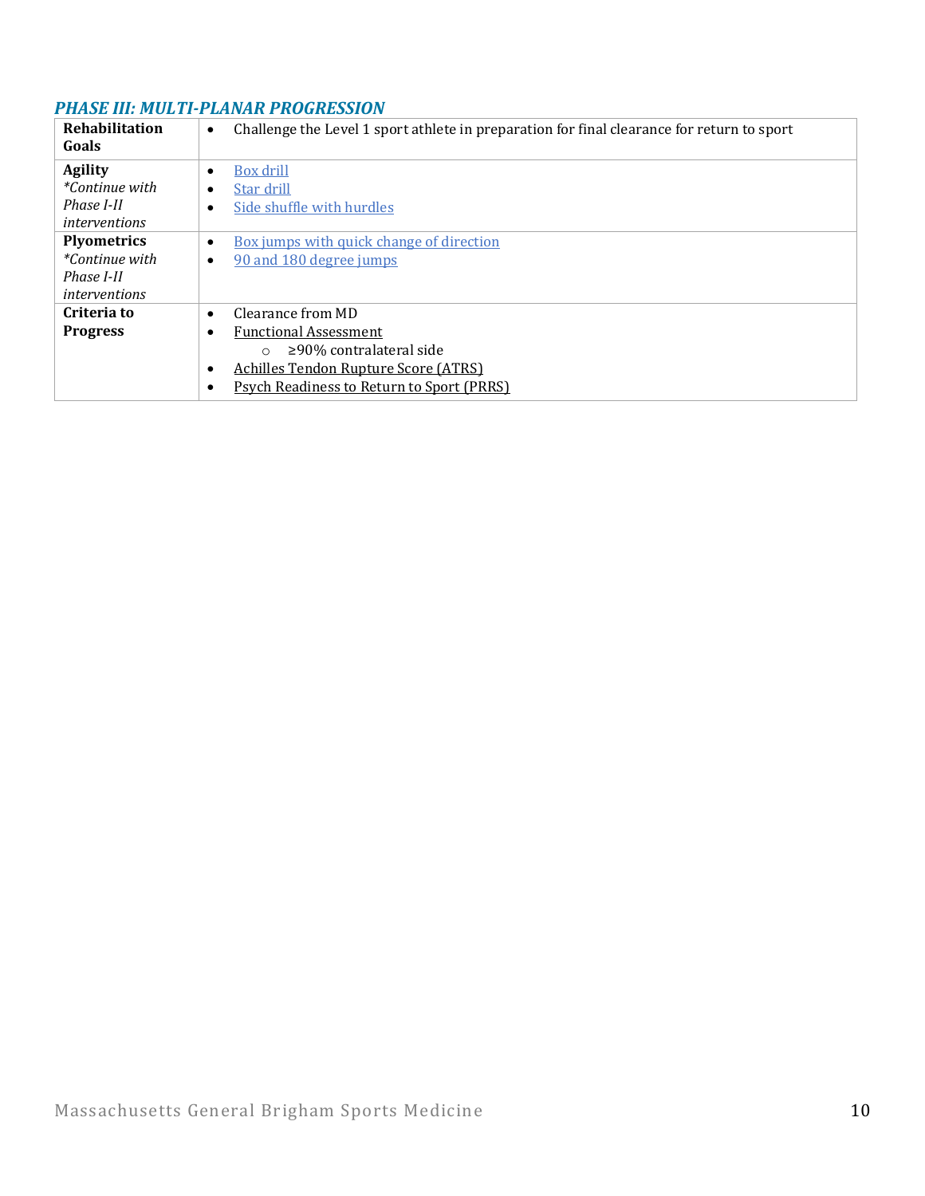## *PHASE III: MULTI-PLANAR PROGRESSION*

| | |
|---|---|
| **Rehabilitation Goals** | • Challenge the Level 1 sport athlete in preparation for final clearance for return to sport |
| **Agility** *\*Continue with Phase I-II interventions* | • Box drill<br>• Star drill<br>• Side shuffle with hurdles |
| **Plyometrics** *\*Continue with Phase I-II interventions* | • Box jumps with quick change of direction<br>• 90 and 180 degree jumps |
| **Criteria to Progress** | • Clearance from MD<br>• Functional Assessment<br>&nbsp;&nbsp;&nbsp;&nbsp;○ ≥90% contralateral side<br>• Achilles Tendon Rupture Score (ATRS)<br>• Psych Readiness to Return to Sport (PRRS) |